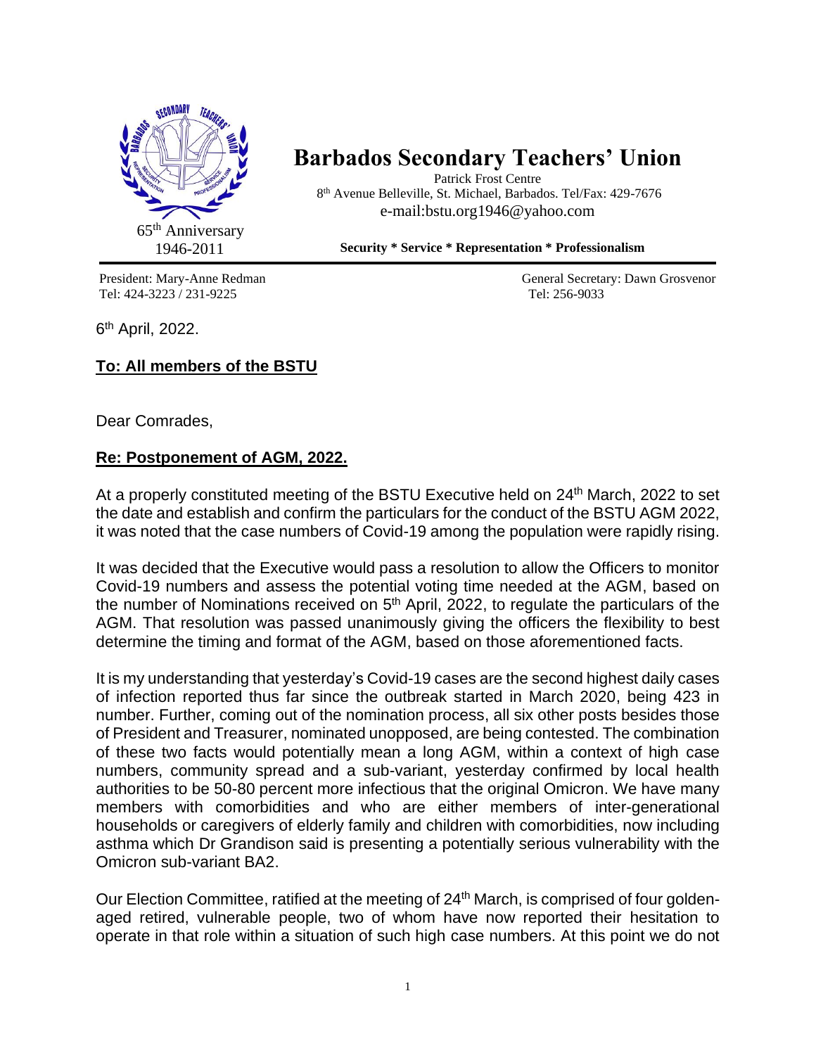# Barbados Secondary Teachers' Union

Patrick Frost Centre
8th Avenue Belleville, St. Michael, Barbados. Tel/Fax: 429-7676
e-mail:bstu.org1946@yahoo.com

65th Anniversary
1946-2011

**Security * Service * Representation * Professionalism**

President: Mary-Anne Redman
Tel: 424-3223 / 231-9225

General Secretary: Dawn Grosvenor
Tel: 256-9033

6th April, 2022.

**To: All members of the BSTU**

Dear Comrades,

**Re: Postponement of AGM, 2022.**

At a properly constituted meeting of the BSTU Executive held on 24th March, 2022 to set the date and establish and confirm the particulars for the conduct of the BSTU AGM 2022, it was noted that the case numbers of Covid-19 among the population were rapidly rising.

It was decided that the Executive would pass a resolution to allow the Officers to monitor Covid-19 numbers and assess the potential voting time needed at the AGM, based on the number of Nominations received on 5th April, 2022, to regulate the particulars of the AGM. That resolution was passed unanimously giving the officers the flexibility to best determine the timing and format of the AGM, based on those aforementioned facts.

It is my understanding that yesterday's Covid-19 cases are the second highest daily cases of infection reported thus far since the outbreak started in March 2020, being 423 in number. Further, coming out of the nomination process, all six other posts besides those of President and Treasurer, nominated unopposed, are being contested. The combination of these two facts would potentially mean a long AGM, within a context of high case numbers, community spread and a sub-variant, yesterday confirmed by local health authorities to be 50-80 percent more infectious that the original Omicron. We have many members with comorbidities and who are either members of inter-generational households or caregivers of elderly family and children with comorbidities, now including asthma which Dr Grandison said is presenting a potentially serious vulnerability with the Omicron sub-variant BA2.

Our Election Committee, ratified at the meeting of 24th March, is comprised of four golden-aged retired, vulnerable people, two of whom have now reported their hesitation to operate in that role within a situation of such high case numbers. At this point we do not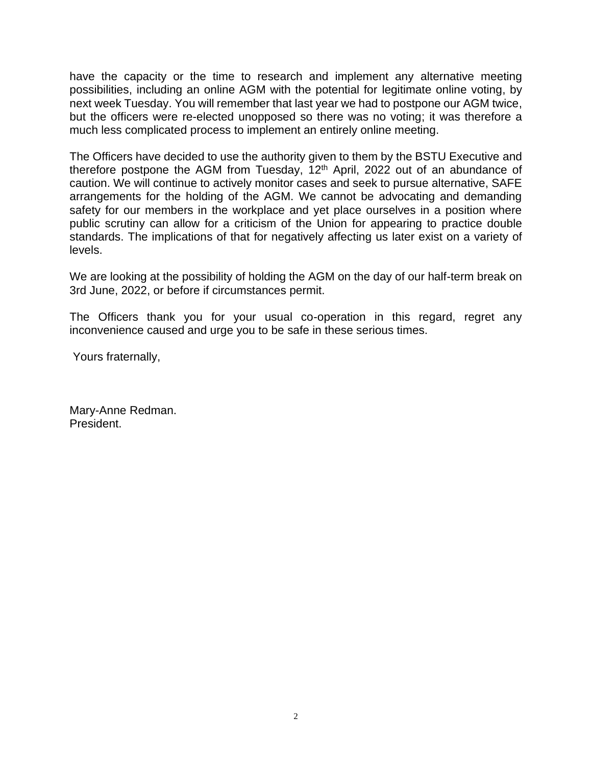have the capacity or the time to research and implement any alternative meeting possibilities, including an online AGM with the potential for legitimate online voting, by next week Tuesday. You will remember that last year we had to postpone our AGM twice, but the officers were re-elected unopposed so there was no voting; it was therefore a much less complicated process to implement an entirely online meeting.

The Officers have decided to use the authority given to them by the BSTU Executive and therefore postpone the AGM from Tuesday, 12th April, 2022 out of an abundance of caution. We will continue to actively monitor cases and seek to pursue alternative, SAFE arrangements for the holding of the AGM. We cannot be advocating and demanding safety for our members in the workplace and yet place ourselves in a position where public scrutiny can allow for a criticism of the Union for appearing to practice double standards. The implications of that for negatively affecting us later exist on a variety of levels.

We are looking at the possibility of holding the AGM on the day of our half-term break on 3rd June, 2022, or before if circumstances permit.

The Officers thank you for your usual co-operation in this regard, regret any inconvenience caused and urge you to be safe in these serious times.

Yours fraternally,

Mary-Anne Redman.
President.